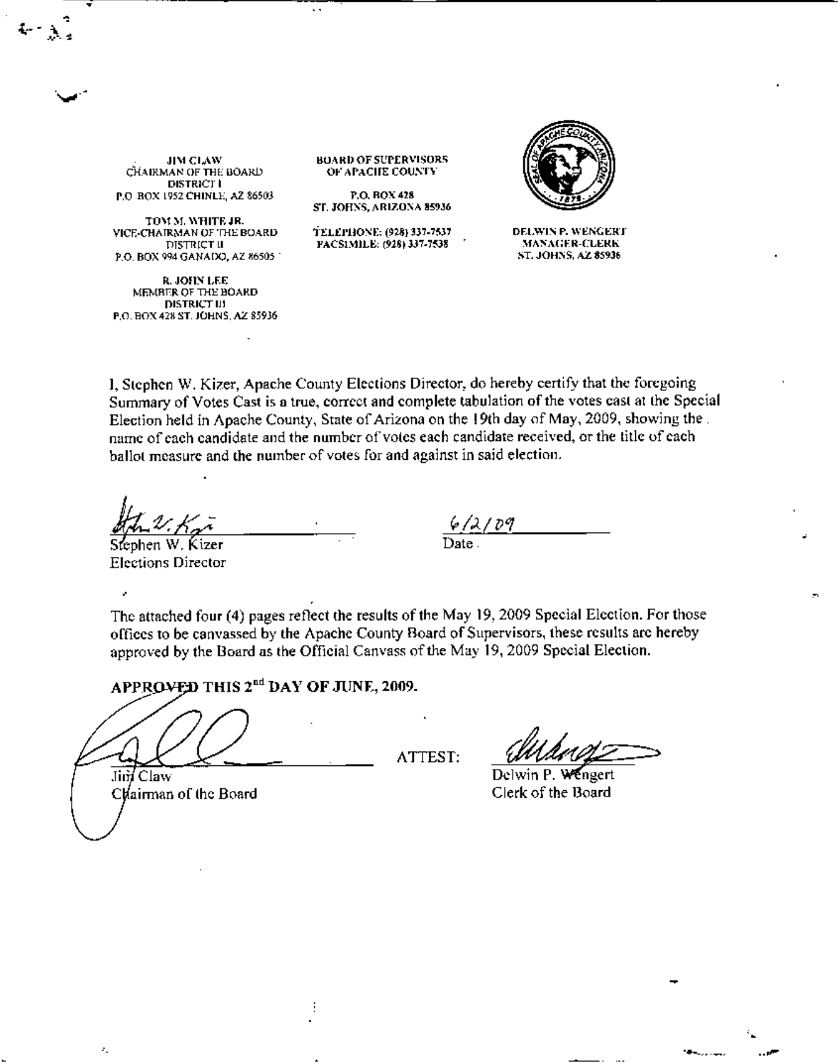JIM CLAW
CHAIRMAN OF THE BOARD
DISTRICT I
P.O. BOX 1952 CHINLE, AZ 86503

TOM M. WHITE JR.
VICE-CHAIRMAN OF THE BOARD
DISTRICT II
P.O. BOX 994 GANADO, AZ 86505

R. JOHN LEE
MEMBER OF THE BOARD
DISTRICT III
P.O. BOX 428 ST. JOHNS, AZ 85936

BOARD OF SUPERVISORS
OF APACHE COUNTY

P.O. BOX 428
ST. JOHNS, ARIZONA 85936

TELEPHONE: (928) 337-7537
FACSIMILE: (928) 337-7538

DELWIN P. WENGERT
MANAGER-CLERK
ST. JOHNS, AZ 85936

I, Stephen W. Kizer, Apache County Elections Director, do hereby certify that the foregoing Summary of Votes Cast is a true, correct and complete tabulation of the votes cast at the Special Election held in Apache County, State of Arizona on the 19th day of May, 2009, showing the name of each candidate and the number of votes each candidate received, or the title of each ballot measure and the number of votes for and against in said election.

Stephen W. Kizer
Elections Director

6/2/09
Date

The attached four (4) pages reflect the results of the May 19, 2009 Special Election. For those offices to be canvassed by the Apache County Board of Supervisors, these results are hereby approved by the Board as the Official Canvass of the May 19, 2009 Special Election.

**APPROVED THIS 2nd DAY OF JUNE, 2009.**

Jim Claw
Chairman of the Board

ATTEST:

Delwin P. Wengert
Clerk of the Board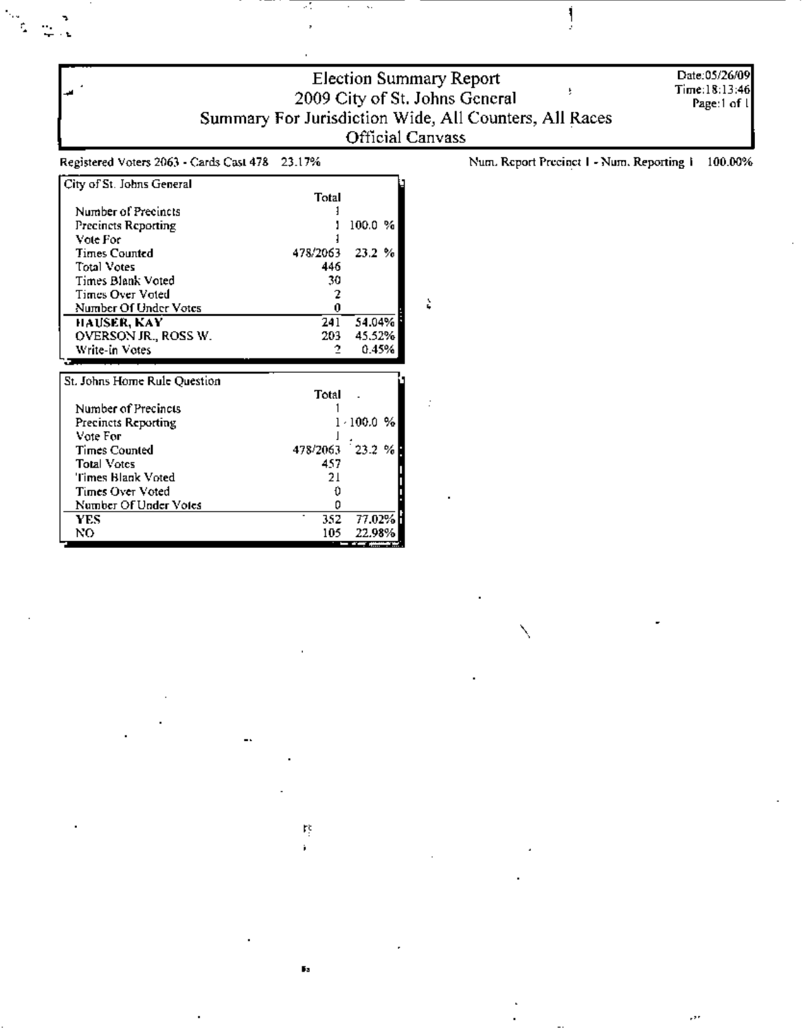# Election Summary Report

## 2009 City of St. Johns General

### Summary For Jurisdiction Wide, All Counters, All Races

### Official Canvass

Date:05/26/09
Time:18:13:46
Page:1 of 1

Registered Voters 2063 - Cards Cast 478 23.17%

Num. Report Precinct 1 - Num. Reporting 1 100.00%

| City of St. Johns General | Total | |
|---|---|---|
| Number of Precincts | 1 | |
| Precincts Reporting | 1 | 100.0 % |
| Vote For | 1 | |
| Times Counted | 478/2063 | 23.2 % |
| Total Votes | 446 | |
| Times Blank Voted | 30 | |
| Times Over Voted | 2 | |
| Number Of Under Votes | 0 | |
| **HAUSER, KAY** | 241 | 54.04% |
| OVERSON JR., ROSS W. | 203 | 45.52% |
| Write-in Votes | 2 | 0.45% |

| St. Johns Home Rule Question | Total | |
|---|---|---|
| Number of Precincts | 1 | |
| Precincts Reporting | 1 | 100.0 % |
| Vote For | 1 | |
| Times Counted | 478/2063 | 23.2 % |
| Total Votes | 457 | |
| Times Blank Voted | 21 | |
| Times Over Voted | 0 | |
| Number Of Under Votes | 0 | |
| **YES** | 352 | 77.02% |
| NO | 105 | 22.98% |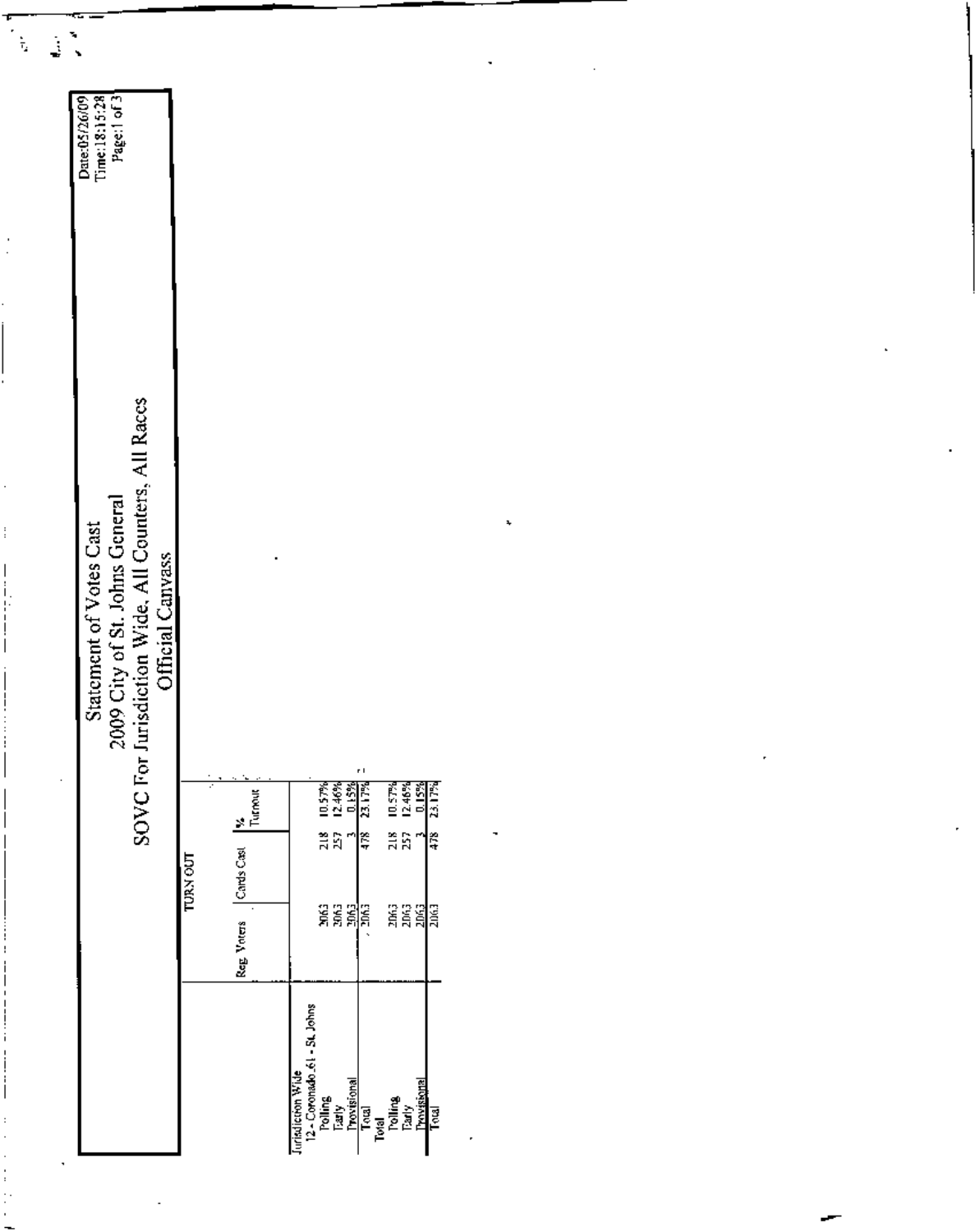# Statement of Votes Cast

## 2009 City of St. Johns General

## SOVC For Jurisdiction Wide, All Counters, All Races

## Official Canvass

Date:05/26/09
Time:18:15:28
Page:1 of 3

| | TURN OUT | | |
|---|---|---|---|
| | Reg. Voters | Cards Cast | % Turnout |
| **Jurisdiction Wide** | | | |
| 12 - Coronado 61 - St. Johns | | | |
| Polling | 2063 | 218 | 10.57% |
| Early | 2063 | 257 | 12.46% |
| Provisional | 2063 | 3 | 0.15% |
| Total | 2063 | 478 | 23.17% |
| **Total** | | | |
| Polling | 2063 | 218 | 10.57% |
| Early | 2063 | 257 | 12.46% |
| Provisional | 2063 | 3 | 0.15% |
| Total | 2063 | 478 | 23.17% |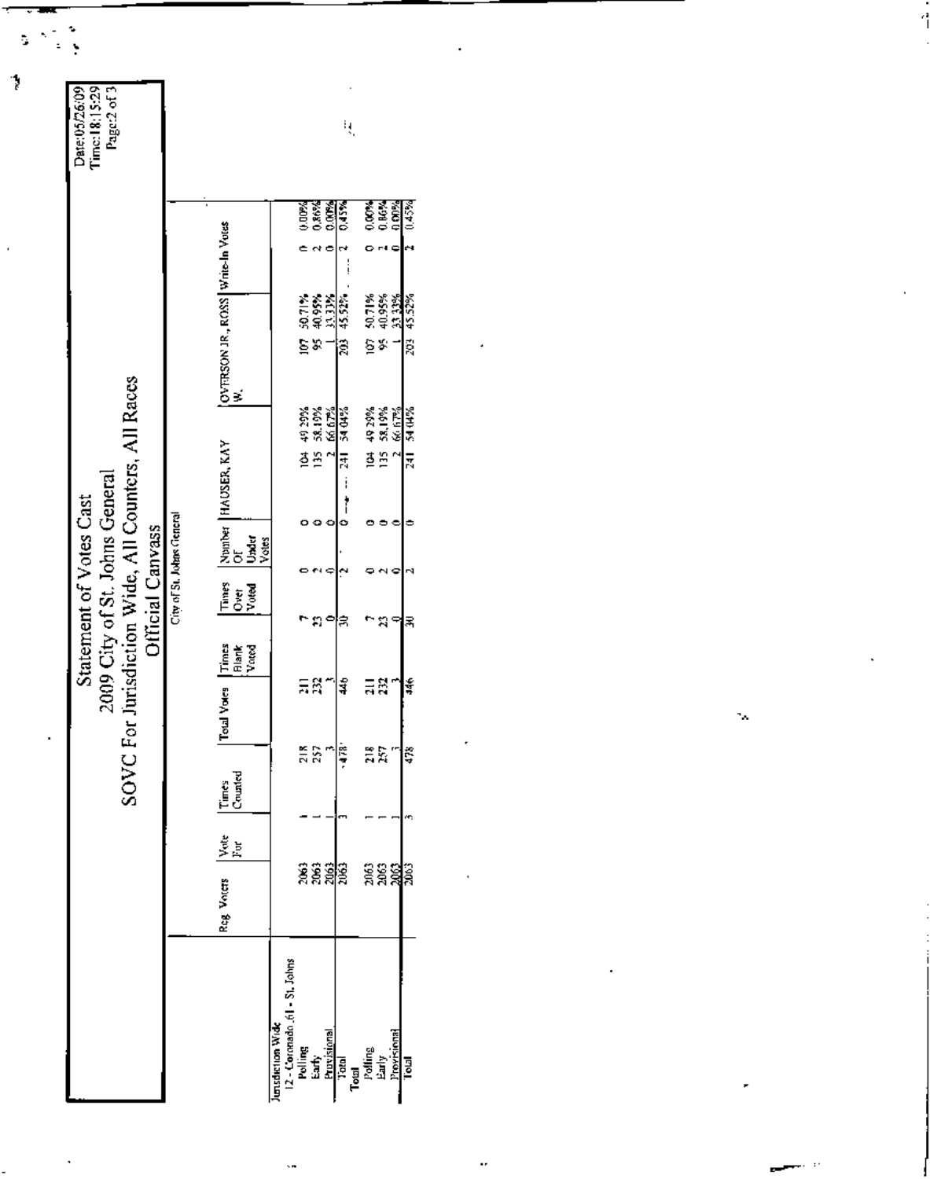# Statement of Votes Cast

## 2009 City of St. Johns General

## SOVC For Jurisdiction Wide, All Counters, All Races

## Official Canvass

City of St. Johns General

| | Reg. Voters | Vote For | Times Counted | Total Votes | Times Blank Voted | Times Over Voted | Number Of Under Votes | HAUSER, KAY | | OVERSON JR., ROSS W. | | Write-In Votes | |
|---|---|---|---|---|---|---|---|---|---|---|---|---|---|
| **Jurisdiction Wide** | | | | | | | | | | | | | |
| 12 - Coronado ,61 - St. Johns | | | | | | | | | | | | | |
| Polling | 2063 | 1 | 218 | 211 | 7 | 0 | 0 | 104 | 49.29% | 107 | 50.71% | 0 | 0.00% |
| Early | 2063 | 1 | 257 | 232 | 23 | 2 | 0 | 135 | 58.19% | 95 | 40.95% | 2 | 0.86% |
| Provisional | 2063 | 1 | 3 | 3 | 0 | 0 | 0 | 2 | 66.67% | 1 | 33.33% | 0 | 0.00% |
| Total | 2063 | 3 | 478 | 446 | 30 | 2 | 0 | 241 | 54.04% | 203 | 45.52% | 2 | 0.45% |
| **Total** | | | | | | | | | | | | | |
| Polling | 2063 | 1 | 218 | 211 | 7 | 0 | 0 | 104 | 49.29% | 107 | 50.71% | 0 | 0.00% |
| Early | 2063 | 1 | 257 | 232 | 23 | 2 | 0 | 135 | 58.19% | 95 | 40.95% | 2 | 0.86% |
| Provisional | 2063 | 1 | 3 | 3 | 0 | 0 | 0 | 2 | 66.67% | 1 | 33.33% | 0 | 0.00% |
| Total | 2063 | 3 | 478 | 446 | 30 | 2 | 0 | 241 | 54.04% | 203 | 45.52% | 2 | 0.45% |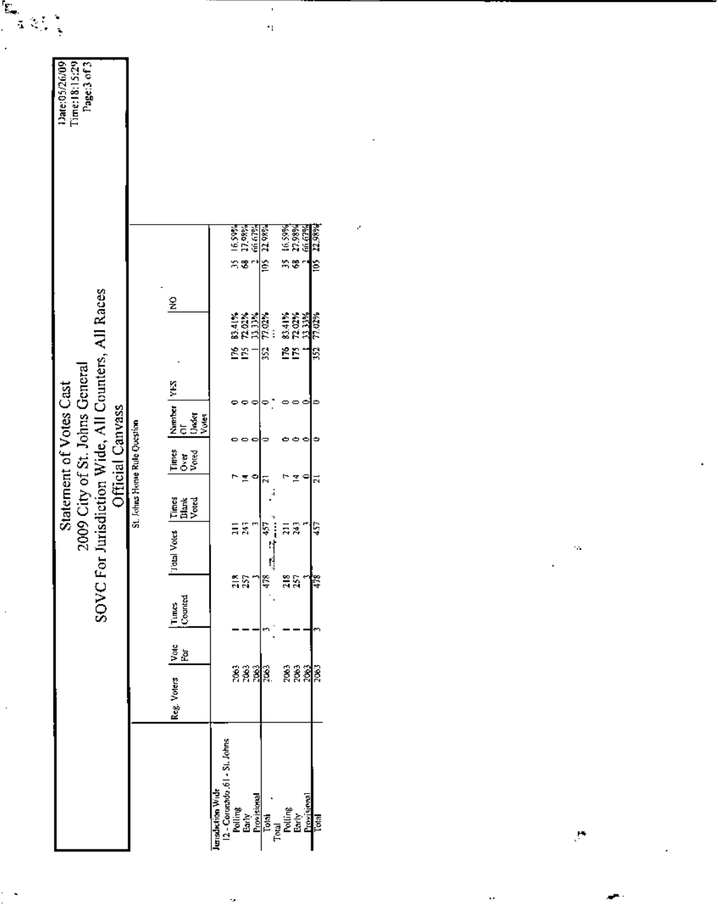# Statement of Votes Cast

## 2009 City of St. Johns General

## SOVC For Jurisdiction Wide, All Counters, All Races

## Official Canvass

Date:05/26/09
Time:18:15:29

St. Johns Home Rule Question

| | Reg. Voters | Vote For | Times Counted | Total Votes | Times Blank Voted | Times Over Voted | Number Of Under Votes | YES | | NO | |
|---|---|---|---|---|---|---|---|---|---|---|---|
| **Jurisdiction Wide** | | | | | | | | | | | |
| 12 - Coronado 61 - St. Johns | | | | | | | | | | | |
| Polling | 2063 | 1 | | 218 | 211 | 7 | 0 | 176 | 83.41% | 35 | 16.59% |
| Early | 2063 | 1 | | 257 | 243 | 14 | 0 | 175 | 72.02% | 68 | 27.98% |
| Provisional | 2063 | 1 | | 3 | 3 | 0 | 0 | 1 | 33.33% | 2 | 66.67% |
| Total | 2063 | 1 | 3 | 478 | 457 | 21 | 0 | 352 | 77.02% | 105 | 22.98% |
| **Total** | | | | | | | | | | | |
| Polling | 2063 | 1 | | 218 | 211 | 7 | 0 | 176 | 83.41% | 35 | 16.59% |
| Early | 2063 | 1 | | 257 | 243 | 14 | 0 | 175 | 72.02% | 68 | 27.98% |
| Provisional | 2063 | 1 | | 3 | 3 | 0 | 0 | 1 | 33.33% | 2 | 66.67% |
| Total | 2063 | 1 | 3 | 478 | 457 | 21 | 0 | 352 | 77.02% | 105 | 22.98% |